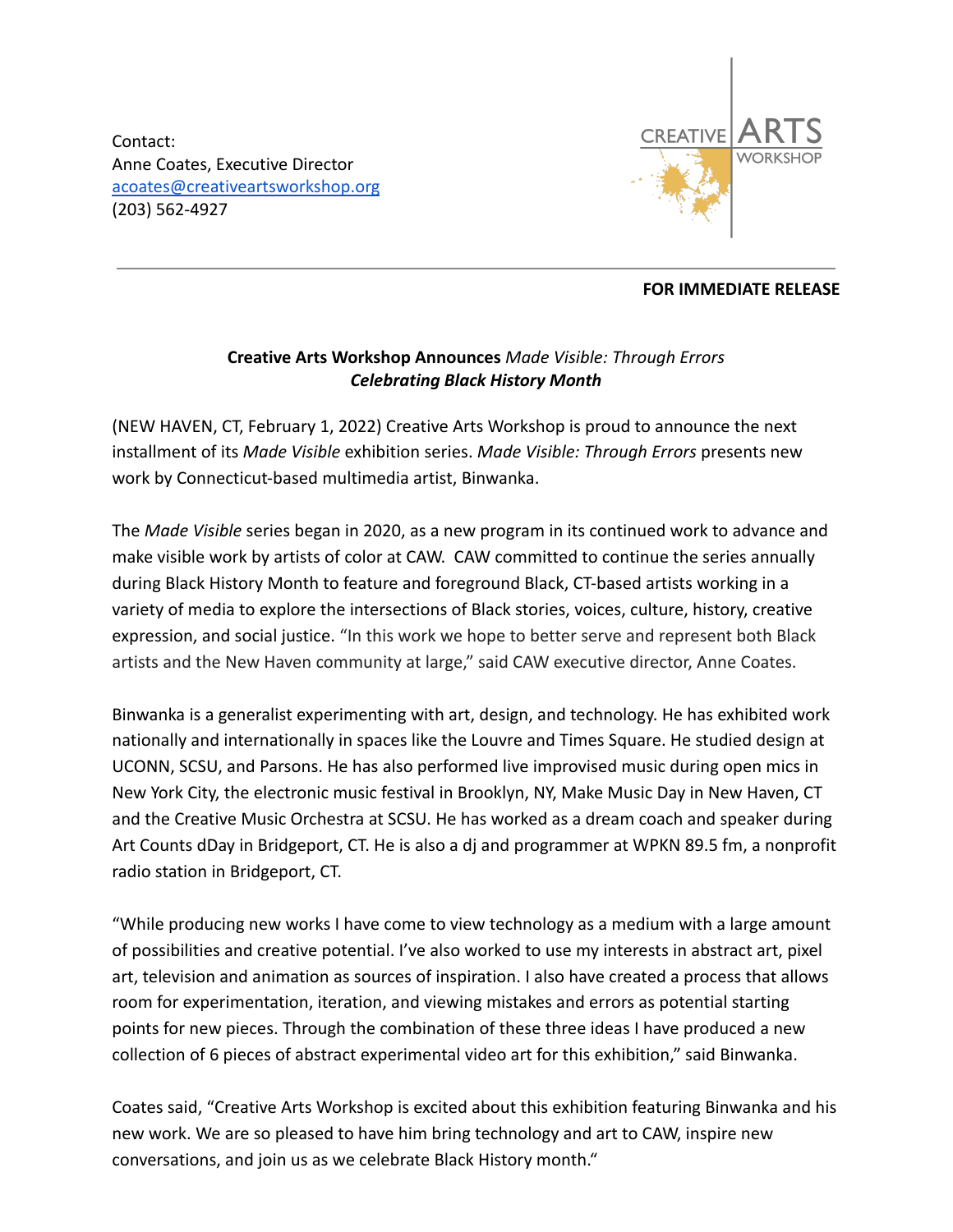Contact:
Anne Coates, Executive Director
acoates@creativeartsworkshop.org
(203) 562-4927

CREATIVE ARTS WORKSHOP

---

**FOR IMMEDIATE RELEASE**

**Creative Arts Workshop Announces** *Made Visible: Through Errors*
***Celebrating Black History Month***

(NEW HAVEN, CT, February 1, 2022) Creative Arts Workshop is proud to announce the next installment of its *Made Visible* exhibition series. *Made Visible: Through Errors* presents new work by Connecticut-based multimedia artist, Binwanka.

The *Made Visible* series began in 2020, as a new program in its continued work to advance and make visible work by artists of color at CAW. CAW committed to continue the series annually during Black History Month to feature and foreground Black, CT-based artists working in a variety of media to explore the intersections of Black stories, voices, culture, history, creative expression, and social justice. "In this work we hope to better serve and represent both Black artists and the New Haven community at large," said CAW executive director, Anne Coates.

Binwanka is a generalist experimenting with art, design, and technology. He has exhibited work nationally and internationally in spaces like the Louvre and Times Square. He studied design at UCONN, SCSU, and Parsons. He has also performed live improvised music during open mics in New York City, the electronic music festival in Brooklyn, NY, Make Music Day in New Haven, CT and the Creative Music Orchestra at SCSU. He has worked as a dream coach and speaker during Art Counts dDay in Bridgeport, CT. He is also a dj and programmer at WPKN 89.5 fm, a nonprofit radio station in Bridgeport, CT.

"While producing new works I have come to view technology as a medium with a large amount of possibilities and creative potential. I've also worked to use my interests in abstract art, pixel art, television and animation as sources of inspiration. I also have created a process that allows room for experimentation, iteration, and viewing mistakes and errors as potential starting points for new pieces. Through the combination of these three ideas I have produced a new collection of 6 pieces of abstract experimental video art for this exhibition," said Binwanka.

Coates said, "Creative Arts Workshop is excited about this exhibition featuring Binwanka and his new work. We are so pleased to have him bring technology and art to CAW, inspire new conversations, and join us as we celebrate Black History month."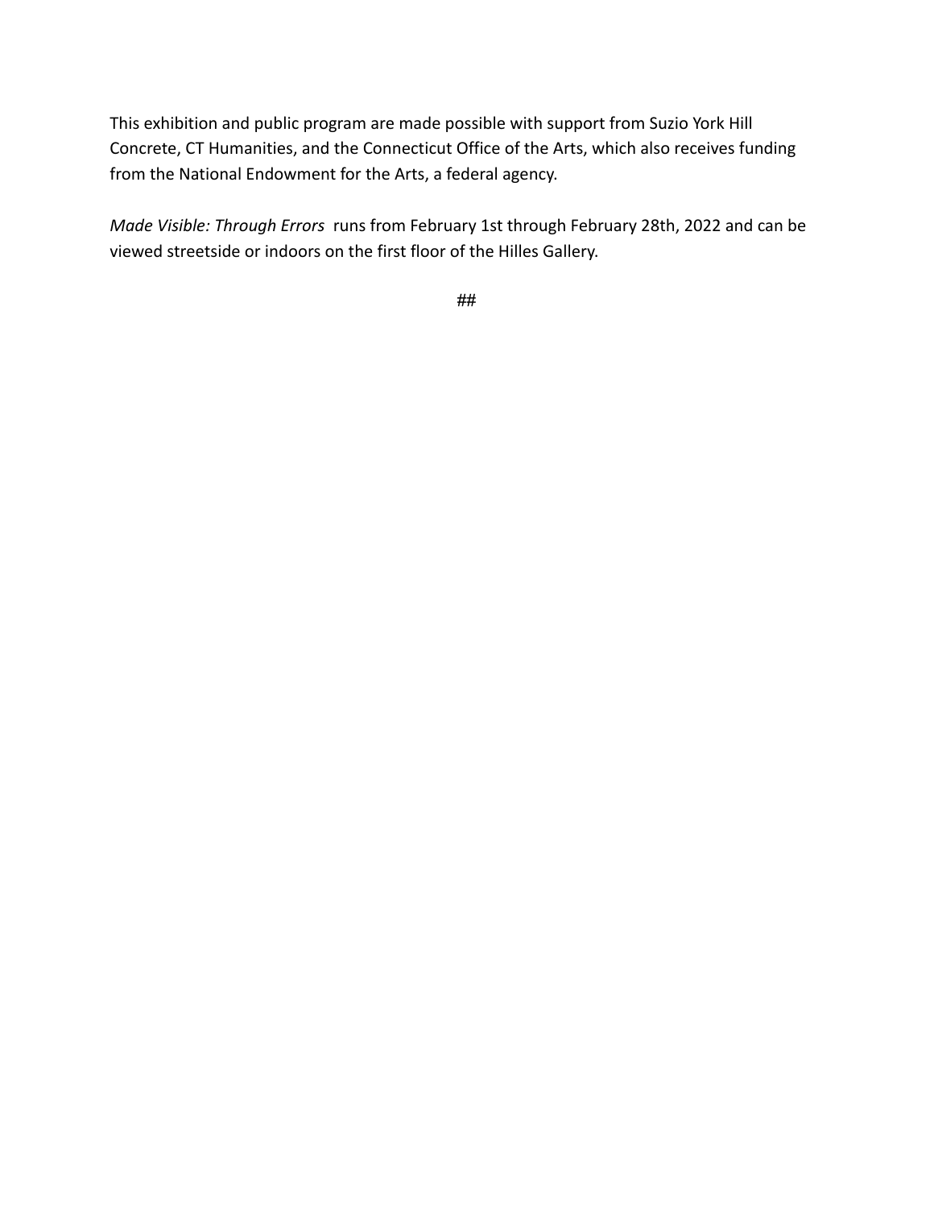This exhibition and public program are made possible with support from Suzio York Hill Concrete, CT Humanities, and the Connecticut Office of the Arts, which also receives funding from the National Endowment for the Arts, a federal agency.

*Made Visible: Through Errors* runs from February 1st through February 28th, 2022 and can be viewed streetside or indoors on the first floor of the Hilles Gallery.

##